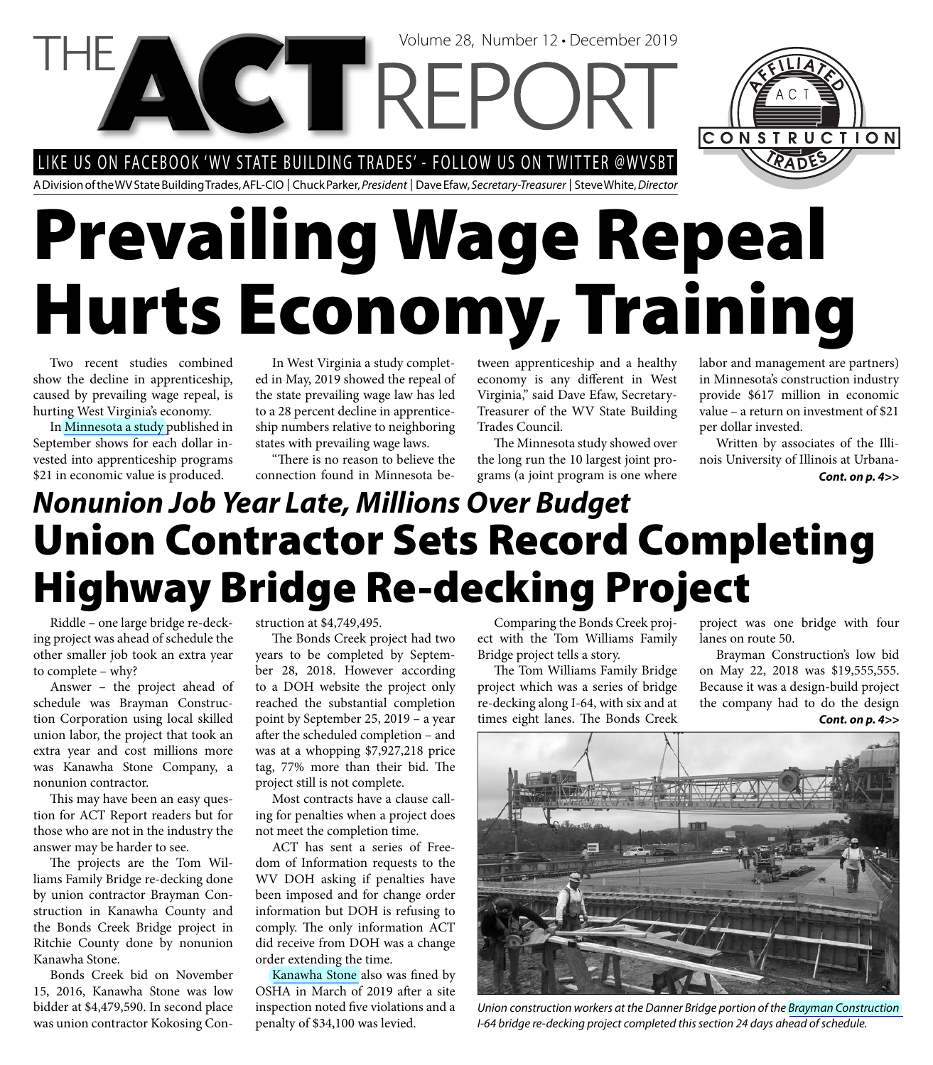# THE ACT REPORT

Volume 28, Number 12 • December 2019

LIKE US ON FACEBOOK 'WV STATE BUILDING TRADES' - FOLLOW US ON TWITTER @WVSBT

A Division of the WV State Building Trades, AFL-CIO | Chuck Parker, *President* | Dave Efaw, *Secretary-Treasurer* | Steve White, *Director*

# Prevailing Wage Repeal Hurts Economy, Training

Two recent studies combined show the decline in apprenticeship, caused by prevailing wage repeal, is hurting West Virginia's economy.

In Minnesota a study published in September shows for each dollar invested into apprenticeship programs $21 in economic value is produced.

In West Virginia a study completed in May, 2019 showed the repeal of the state prevailing wage law has led to a 28 percent decline in apprenticeship numbers relative to neighboring states with prevailing wage laws.

"There is no reason to believe the connection found in Minnesota between apprenticeship and a healthy economy is any different in West Virginia," said Dave Efaw, Secretary-Treasurer of the WV State Building Trades Council.

The Minnesota study showed over the long run the 10 largest joint programs (a joint program is one where labor and management are partners) in Minnesota's construction industry provide $617 million in economic value – a return on investment of $21 per dollar invested.

Written by associates of the Illinois University of Illinois at Urbana-

***Cont. on p. 4>>***

## *Nonunion Job Year Late, Millions Over Budget*

# Union Contractor Sets Record Completing Highway Bridge Re-decking Project

Riddle – one large bridge re-decking project was ahead of schedule the other smaller job took an extra year to complete – why?

Answer – the project ahead of schedule was Brayman Construction Corporation using local skilled union labor, the project that took an extra year and cost millions more was Kanawha Stone Company, a nonunion contractor.

This may have been an easy question for ACT Report readers but for those who are not in the industry the answer may be harder to see.

The projects are the Tom Williams Family Bridge re-decking done by union contractor Brayman Construction in Kanawha County and the Bonds Creek Bridge project in Ritchie County done by nonunion Kanawha Stone.

Bonds Creek bid on November 15, 2016, Kanawha Stone was low bidder at $4,479,590. In second place was union contractor Kokosing Construction at $4,749,495.

The Bonds Creek project had two years to be completed by September 28, 2018. However according to a DOH website the project only reached the substantial completion point by September 25, 2019 – a year after the scheduled completion – and was at a whopping $7,927,218 price tag, 77% more than their bid. The project still is not complete.

Most contracts have a clause calling for penalties when a project does not meet the completion time.

ACT has sent a series of Freedom of Information requests to the WV DOH asking if penalties have been imposed and for change order information but DOH is refusing to comply. The only information ACT did receive from DOH was a change order extending the time.

Kanawha Stone also was fined by OSHA in March of 2019 after a site inspection noted five violations and a penalty of $34,100 was levied.

Comparing the Bonds Creek project with the Tom Williams Family Bridge project tells a story.

The Tom Williams Family Bridge project which was a series of bridge re-decking along I-64, with six and at times eight lanes. The Bonds Creek project was one bridge with four lanes on route 50.

Brayman Construction's low bid on May 22, 2018 was $19,555,555. Because it was a design-build project the company had to do the design

***Cont. on p. 4>>***

*Union construction workers at the Danner Bridge portion of the Brayman Construction I-64 bridge re-decking project completed this section 24 days ahead of schedule.*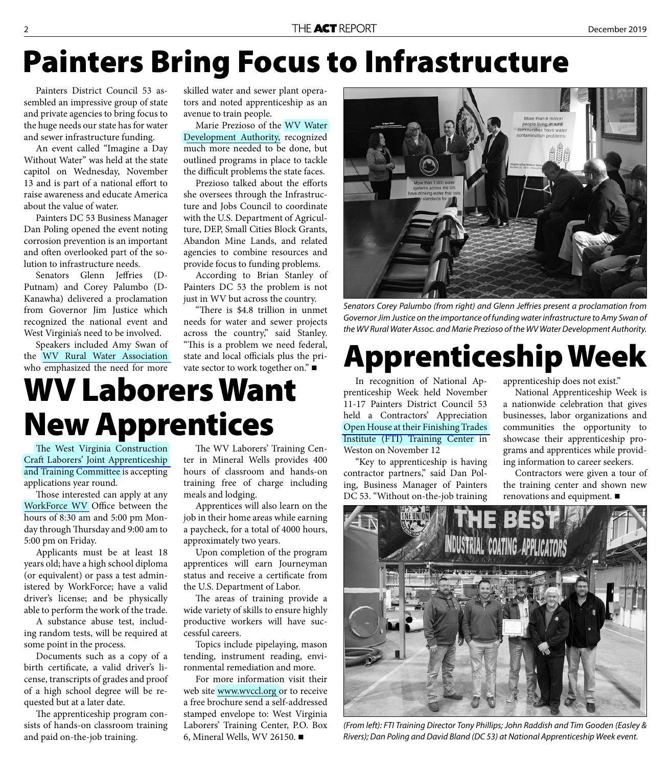# Painters Bring Focus to Infrastructure

Painters District Council 53 assembled an impressive group of state and private agencies to bring focus to the huge needs our state has for water and sewer infrastructure funding.

An event called "Imagine a Day Without Water" was held at the state capitol on Wednesday, November 13 and is part of a national effort to raise awareness and educate America about the value of water.

Painters DC 53 Business Manager Dan Poling opened the event noting corrosion prevention is an important and often overlooked part of the solution to infrastructure needs.

Senators Glenn Jeffries (D-Putnam) and Corey Palumbo (D-Kanawha) delivered a proclamation from Governor Jim Justice which recognized the national event and West Virginia's need to be involved.

Speakers included Amy Swan of the WV Rural Water Association who emphasized the need for more skilled water and sewer plant operators and noted apprenticeship as an avenue to train people.

Marie Prezioso of the WV Water Development Authority, recognized much more needed to be done, but outlined programs in place to tackle the difficult problems the state faces.

Prezioso talked about the efforts she oversees through the Infrastructure and Jobs Council to coordinate with the U.S. Department of Agriculture, DEP, Small Cities Block Grants, Abandon Mine Lands, and related agencies to combine resources and provide focus to funding problems.

According to Brian Stanley of Painters DC 53 the problem is not just in WV but across the country.

"There is $4.8 trillion in unmet needs for water and sewer projects across the country," said Stanley. "This is a problem we need federal, state and local officials plus the private sector to work together on." ■

*Senators Corey Palumbo (from right) and Glenn Jeffries present a proclamation from Governor Jim Justice on the importance of funding water infrastructure to Amy Swan of the WV Rural Water Assoc. and Marie Prezioso of the WV Water Development Authority.*

# WV Laborers Want New Apprentices

The West Virginia Construction Craft Laborers' Joint Apprenticeship and Training Committee is accepting applications year round.

Those interested can apply at any WorkForce WV Office between the hours of 8:30 am and 5:00 pm Monday through Thursday and 9:00 am to 5:00 pm on Friday.

Applicants must be at least 18 years old; have a high school diploma (or equivalent) or pass a test administered by WorkForce; have a valid driver's license; and be physically able to perform the work of the trade.

A substance abuse test, including random tests, will be required at some point in the process.

Documents such as a copy of a birth certificate, a valid driver's license, transcripts of grades and proof of a high school degree will be requested but at a later date.

The apprenticeship program consists of hands-on classroom training and paid on-the-job training.

The WV Laborers' Training Center in Mineral Wells provides 400 hours of classroom and hands-on training free of charge including meals and lodging.

Apprentices will also learn on the job in their home areas while earning a paycheck, for a total of 4000 hours, approximately two years.

Upon completion of the program apprentices will earn Journeyman status and receive a certificate from the U.S. Department of Labor.

The areas of training provide a wide variety of skills to ensure highly productive workers will have successful careers.

Topics include pipelaying, mason tending, instrument reading, environmental remediation and more.

For more information visit their web site www.wvccl.org or to receive a free brochure send a self-addressed stamped envelope to: West Virginia Laborers' Training Center, P.O. Box 6, Mineral Wells, WV 26150. ■

# Apprenticeship Week

In recognition of National Apprenticeship Week held November 11-17 Painters District Council 53 held a Contractors' Appreciation Open House at their Finishing Trades Institute (FTI) Training Center in Weston on November 12

"Key to apprenticeship is having contractor partners," said Dan Poling, Business Manager of Painters DC 53. "Without on-the-job training apprenticeship does not exist."

National Apprenticeship Week is a nationwide celebration that gives businesses, labor organizations and communities the opportunity to showcase their apprenticeship programs and apprentices while providing information to career seekers.

Contractors were given a tour of the training center and shown new renovations and equipment. ■

*(From left): FTI Training Director Tony Phillips; John Raddish and Tim Gooden (Easley & Rivers); Dan Poling and David Bland (DC 53) at National Apprenticeship Week event.*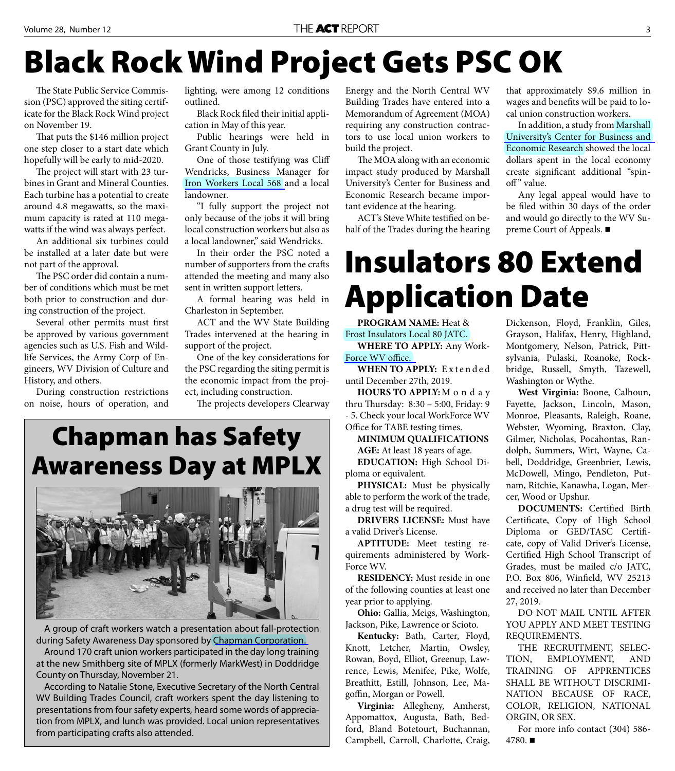# Black Rock Wind Project Gets PSC OK

The State Public Service Commission (PSC) approved the siting certificate for the Black Rock Wind project on November 19.

That puts the $146 million project one step closer to a start date which hopefully will be early to mid-2020.

The project will start with 23 turbines in Grant and Mineral Counties. Each turbine has a potential to create around 4.8 megawatts, so the maximum capacity is rated at 110 megawatts if the wind was always perfect.

An additional six turbines could be installed at a later date but were not part of the approval.

The PSC order did contain a number of conditions which must be met both prior to construction and during construction of the project.

Several other permits must first be approved by various government agencies such as U.S. Fish and Wildlife Services, the Army Corp of Engineers, WV Division of Culture and History, and others.

During construction restrictions on noise, hours of operation, and lighting, were among 12 conditions outlined.

Black Rock filed their initial application in May of this year.

Public hearings were held in Grant County in July.

One of those testifying was Cliff Wendricks, Business Manager for Iron Workers Local 568 and a local landowner.

"I fully support the project not only because of the jobs it will bring local construction workers but also as a local landowner," said Wendricks.

In their order the PSC noted a number of supporters from the crafts attended the meeting and many also sent in written support letters.

A formal hearing was held in Charleston in September.

ACT and the WV State Building Trades intervened at the hearing in support of the project.

One of the key considerations for the PSC regarding the siting permit is the economic impact from the project, including construction.

The projects developers Clearway Energy and the North Central WV Building Trades have entered into a Memorandum of Agreement (MOA) requiring any construction contractors to use local union workers to build the project.

The MOA along with an economic impact study produced by Marshall University's Center for Business and Economic Research became important evidence at the hearing.

ACT's Steve White testified on behalf of the Trades during the hearing that approximately $9.6 million in wages and benefits will be paid to local union construction workers.

In addition, a study from Marshall University's Center for Business and Economic Research showed the local dollars spent in the local economy create significant additional "spin-off" value.

Any legal appeal would have to be filed within 30 days of the order and would go directly to the WV Supreme Court of Appeals. ■

# Chapman has Safety Awareness Day at MPLX

A group of craft workers watch a presentation about fall-protection during Safety Awareness Day sponsored by Chapman Corporation.

Around 170 craft union workers participated in the day long training at the new Smithberg site of MPLX (formerly MarkWest) in Doddridge County on Thursday, November 21.

According to Natalie Stone, Executive Secretary of the North Central WV Building Trades Council, craft workers spent the day listening to presentations from four safety experts, heard some words of appreciation from MPLX, and lunch was provided. Local union representatives from participating crafts also attended.

# Insulators 80 Extend Application Date

**PROGRAM NAME:** Heat & Frost Insulators Local 80 JATC.

**WHERE TO APPLY:** Any WorkForce WV office.

**WHEN TO APPLY:** Extended until December 27th, 2019.

**HOURS TO APPLY:** Monday thru Thursday: 8:30 – 5:00, Friday: 9 - 5. Check your local WorkForce WV Office for TABE testing times.

**MINIMUM QUALIFICATIONS**

**AGE:** At least 18 years of age.

**EDUCATION:** High School Diploma or equivalent.

**PHYSICAL:** Must be physically able to perform the work of the trade, a drug test will be required.

**DRIVERS LICENSE:** Must have a valid Driver's License.

**APTITUDE:** Meet testing requirements administered by WorkForce WV.

**RESIDENCY:** Must reside in one of the following counties at least one year prior to applying.

**Ohio:** Gallia, Meigs, Washington, Jackson, Pike, Lawrence or Scioto.

**Kentucky:** Bath, Carter, Floyd, Knott, Letcher, Martin, Owsley, Rowan, Boyd, Elliot, Greenup, Lawrence, Lewis, Menifee, Pike, Wolfe, Breathitt, Estill, Johnson, Lee, Magoffin, Morgan or Powell.

**Virginia:** Allegheny, Amherst, Appomattox, Augusta, Bath, Bedford, Bland Botetourt, Buchannan, Campbell, Carroll, Charlotte, Craig, Dickenson, Floyd, Franklin, Giles, Grayson, Halifax, Henry, Highland, Montgomery, Nelson, Patrick, Pittsylvania, Pulaski, Roanoke, Rockbridge, Russell, Smyth, Tazewell, Washington or Wythe.

**West Virginia:** Boone, Calhoun, Fayette, Jackson, Lincoln, Mason, Monroe, Pleasants, Raleigh, Roane, Webster, Wyoming, Braxton, Clay, Gilmer, Nicholas, Pocahontas, Randolph, Summers, Wirt, Wayne, Cabell, Doddridge, Greenbrier, Lewis, McDowell, Mingo, Pendleton, Putnam, Ritchie, Kanawha, Logan, Mercer, Wood or Upshur.

**DOCUMENTS:** Certified Birth Certificate, Copy of High School Diploma or GED/TASC Certificate, copy of Valid Driver's License, Certified High School Transcript of Grades, must be mailed c/o JATC, P.O. Box 806, Winfield, WV 25213 and received no later than December 27, 2019.

DO NOT MAIL UNTIL AFTER YOU APPLY AND MEET TESTING REQUIREMENTS.

THE RECRUITMENT, SELECTION, EMPLOYMENT, AND TRAINING OF APPRENTICES SHALL BE WITHOUT DISCRIMINATION BECAUSE OF RACE, COLOR, RELIGION, NATIONAL ORGIN, OR SEX.

For more info contact (304) 586-4780. ■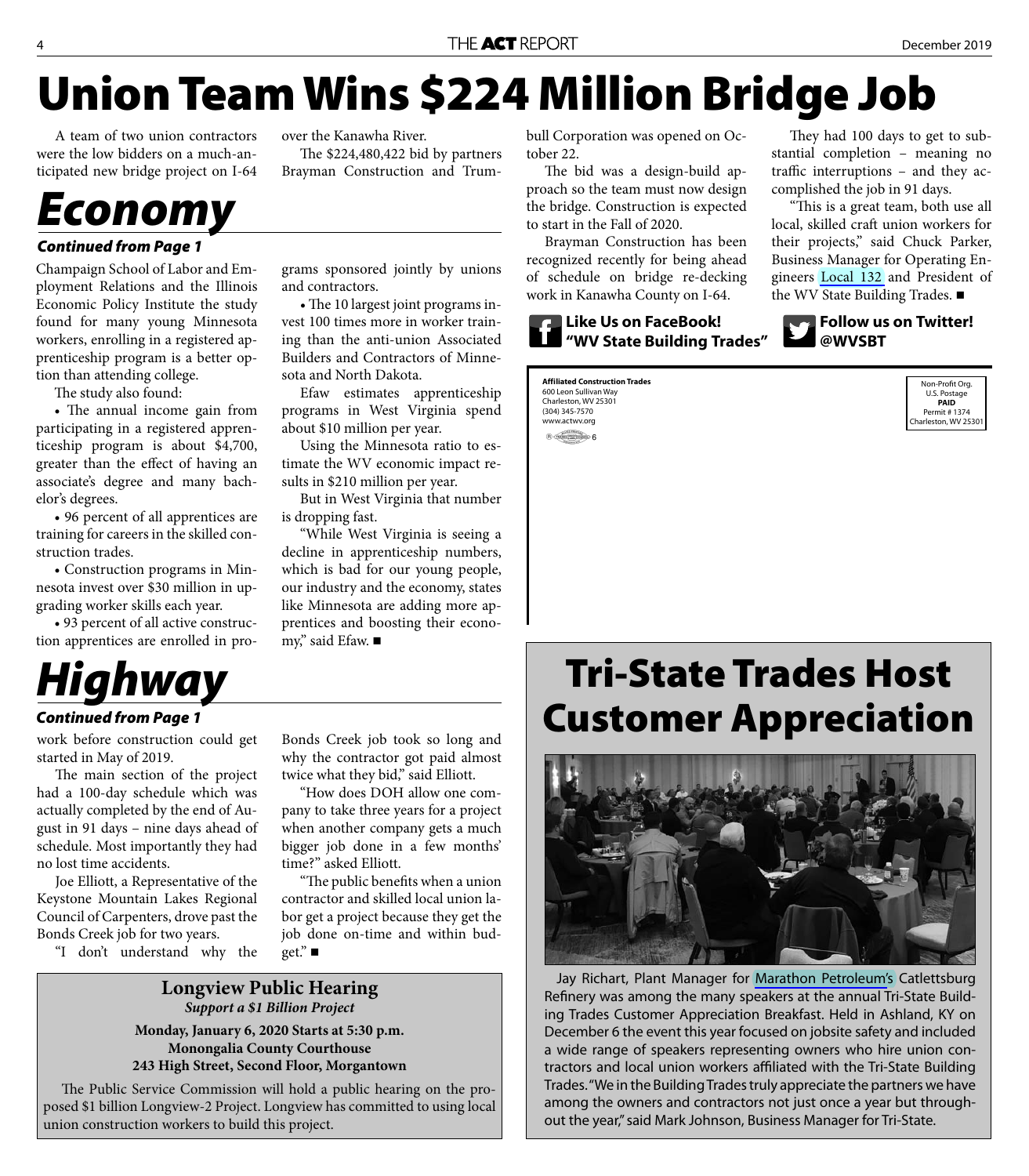# Union Team Wins $224 Million Bridge Job

A team of two union contractors were the low bidders on a much-anticipated new bridge project on I-64 over the Kanawha River.

The $224,480,422 bid by partners Brayman Construction and Trumbull Corporation was opened on October 22.

The bid was a design-build approach so the team must now design the bridge. Construction is expected to start in the Fall of 2020.

Brayman Construction has been recognized recently for being ahead of schedule on bridge re-decking work in Kanawha County on I-64.

They had 100 days to get to substantial completion – meaning no traffic interruptions – and they accomplished the job in 91 days.

"This is a great team, both use all local, skilled craft union workers for their projects," said Chuck Parker, Business Manager for Operating Engineers Local 132 and President of the WV State Building Trades. ■

**Like Us on FaceBook! "WV State Building Trades"**

**Follow us on Twitter! @WVSBT**

# *Economy*

***Continued from Page 1***

Champaign School of Labor and Employment Relations and the Illinois Economic Policy Institute the study found for many young Minnesota workers, enrolling in a registered apprenticeship program is a better option than attending college.

The study also found:

- The annual income gain from participating in a registered apprenticeship program is about $4,700, greater than the effect of having an associate's degree and many bachelor's degrees.
- 96 percent of all apprentices are training for careers in the skilled construction trades.
- Construction programs in Minnesota invest over $30 million in upgrading worker skills each year.
- 93 percent of all active construction apprentices are enrolled in programs sponsored jointly by unions and contractors.
- The 10 largest joint programs invest 100 times more in worker training than the anti-union Associated Builders and Contractors of Minnesota and North Dakota.

Efaw estimates apprenticeship programs in West Virginia spend about $10 million per year.

Using the Minnesota ratio to estimate the WV economic impact results in $210 million per year.

But in West Virginia that number is dropping fast.

"While West Virginia is seeing a decline in apprenticeship numbers, which is bad for our young people, our industry and the economy, states like Minnesota are adding more apprentices and boosting their economy," said Efaw. ■

# *Highway*

***Continued from Page 1***

work before construction could get started in May of 2019.

The main section of the project had a 100-day schedule which was actually completed by the end of August in 91 days – nine days ahead of schedule. Most importantly they had no lost time accidents.

Joe Elliott, a Representative of the Keystone Mountain Lakes Regional Council of Carpenters, drove past the Bonds Creek job for two years.

"I don't understand why the Bonds Creek job took so long and why the contractor got paid almost twice what they bid," said Elliott.

"How does DOH allow one company to take three years for a project when another company gets a much bigger job done in a few months' time?" asked Elliott.

"The public benefits when a union contractor and skilled local union labor get a project because they get the job done on-time and within budget." ■

## Longview Public Hearing

***Support a $1 Billion Project***

**Monday, January 6, 2020 Starts at 5:30 p.m.**
**Monongalia County Courthouse**
**243 High Street, Second Floor, Morgantown**

The Public Service Commission will hold a public hearing on the proposed $1 billion Longview-2 Project. Longview has committed to using local union construction workers to build this project.

**Affiliated Construction Trades**
600 Leon Sullivan Way
Charleston, WV 25301
(304) 345-7570
www.actwv.org

Non-Profit Org.
U.S. Postage
**PAID**
Permit # 1374
Charleston, WV 25301

# Tri-State Trades Host Customer Appreciation

Jay Richart, Plant Manager for Marathon Petroleum's Catlettsburg Refinery was among the many speakers at the annual Tri-State Building Trades Customer Appreciation Breakfast. Held in Ashland, KY on December 6 the event this year focused on jobsite safety and included a wide range of speakers representing owners who hire union contractors and local union workers affiliated with the Tri-State Building Trades. "We in the Building Trades truly appreciate the partners we have among the owners and contractors not just once a year but throughout the year," said Mark Johnson, Business Manager for Tri-State.